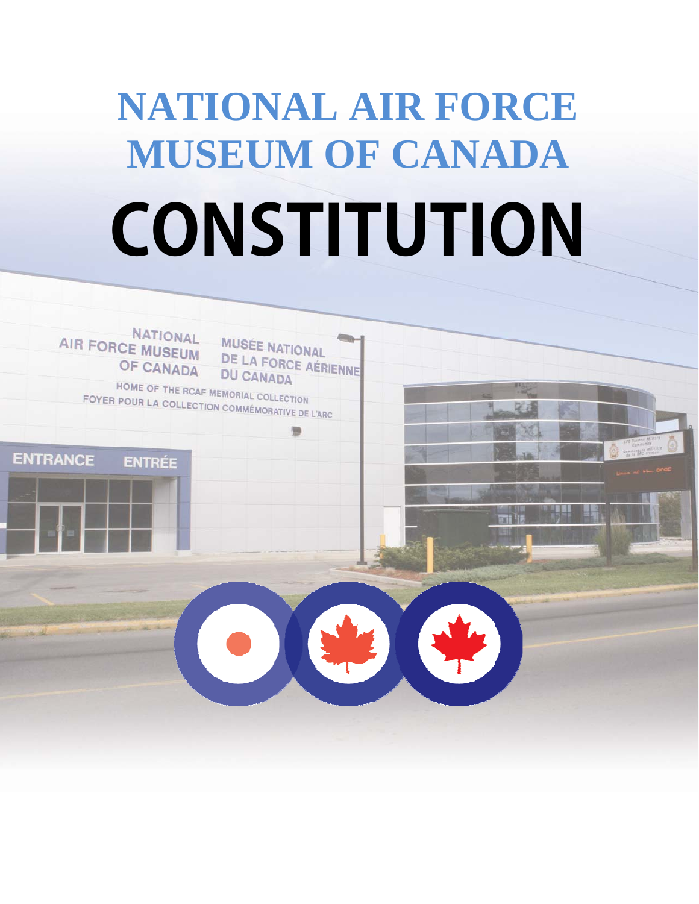# NATIONAL AIR FORCE MUSEUM OF CANADA

# CONSTITUTION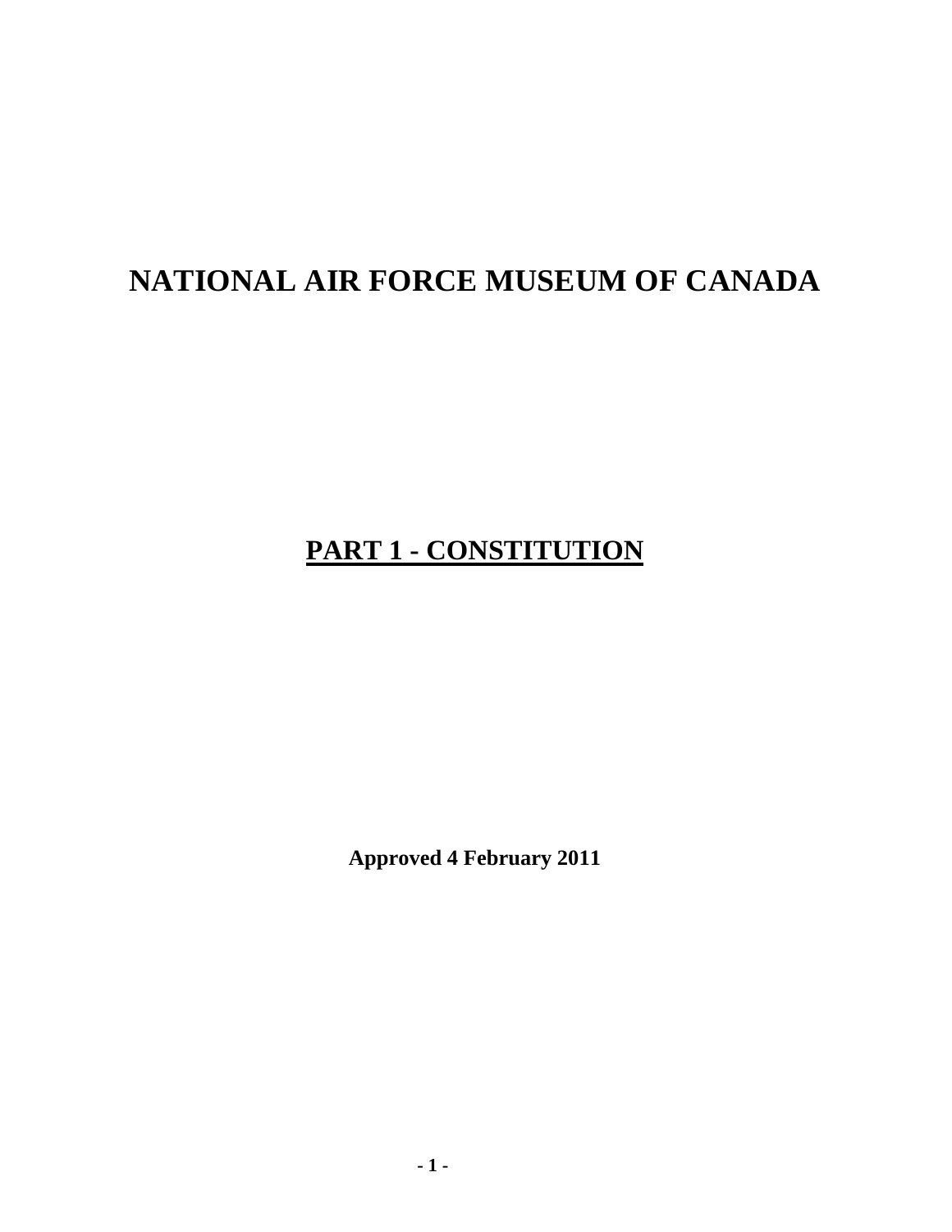# NATIONAL AIR FORCE MUSEUM OF CANADA

## PART 1 - CONSTITUTION

**Approved 4 February 2011**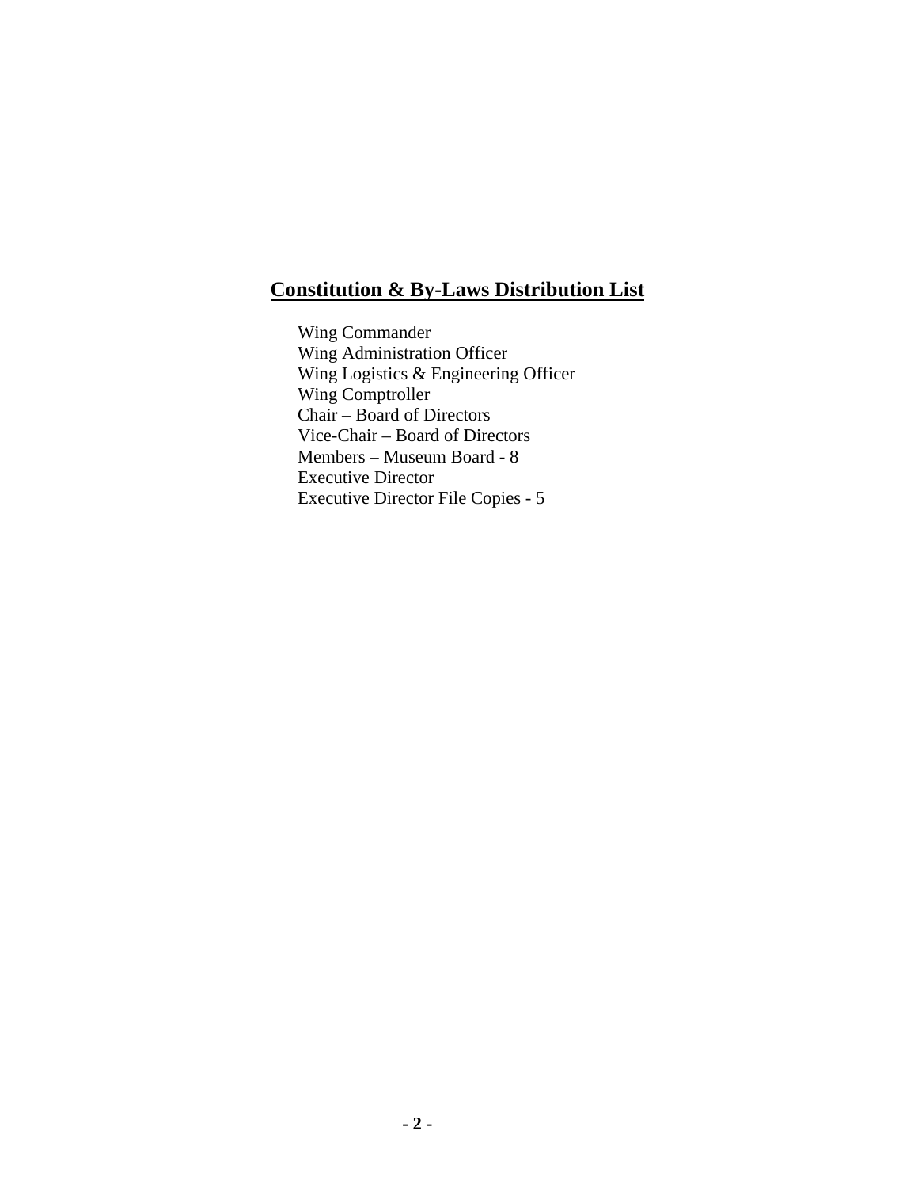## Constitution & By-Laws Distribution List

Wing Commander
Wing Administration Officer
Wing Logistics & Engineering Officer
Wing Comptroller
Chair – Board of Directors
Vice-Chair – Board of Directors
Members – Museum Board - 8
Executive Director
Executive Director File Copies - 5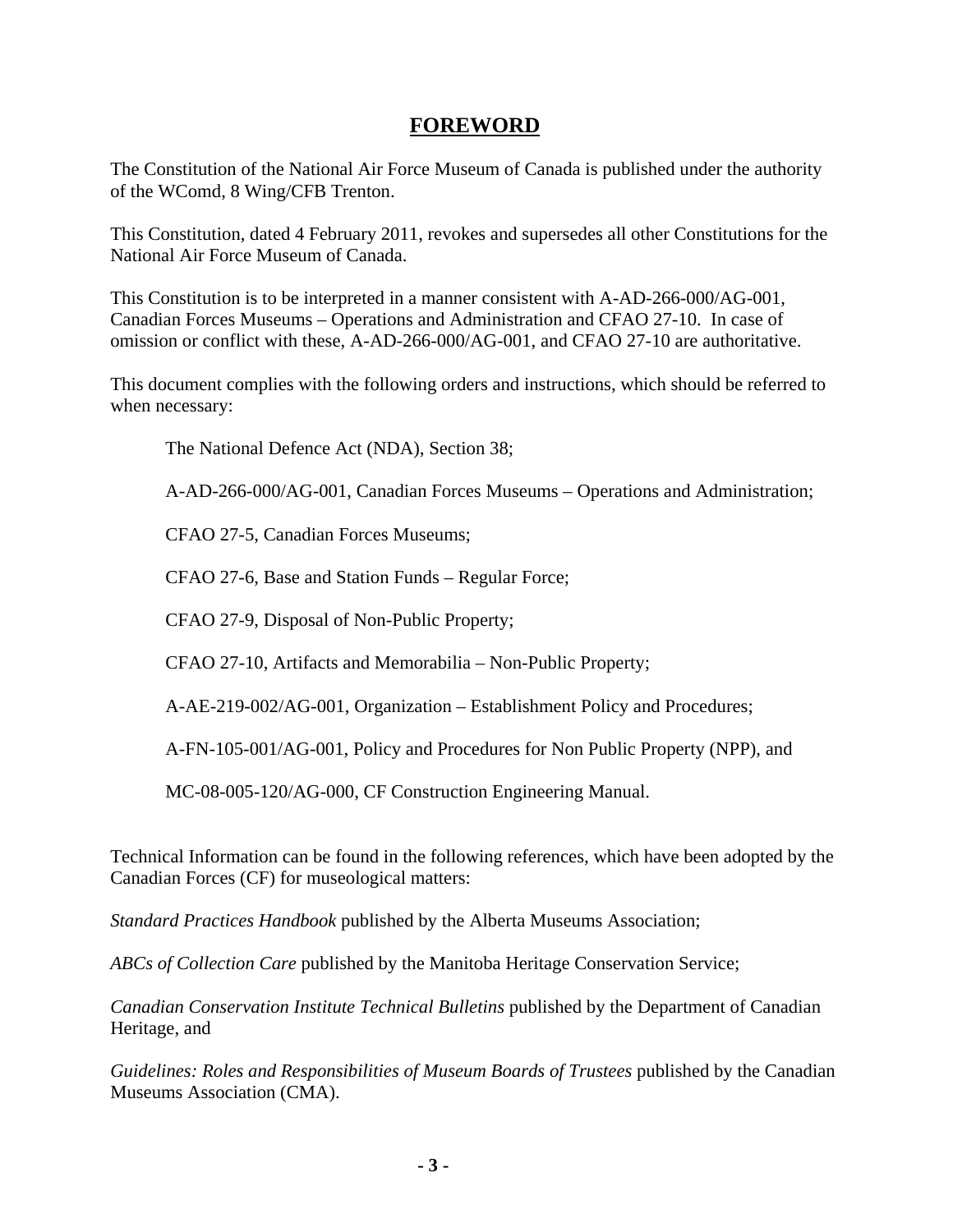# FOREWORD

The Constitution of the National Air Force Museum of Canada is published under the authority of the WComd, 8 Wing/CFB Trenton.

This Constitution, dated 4 February 2011, revokes and supersedes all other Constitutions for the National Air Force Museum of Canada.

This Constitution is to be interpreted in a manner consistent with A-AD-266-000/AG-001, Canadian Forces Museums – Operations and Administration and CFAO 27-10. In case of omission or conflict with these, A-AD-266-000/AG-001, and CFAO 27-10 are authoritative.

This document complies with the following orders and instructions, which should be referred to when necessary:

The National Defence Act (NDA), Section 38;

A-AD-266-000/AG-001, Canadian Forces Museums – Operations and Administration;

CFAO 27-5, Canadian Forces Museums;

CFAO 27-6, Base and Station Funds – Regular Force;

CFAO 27-9, Disposal of Non-Public Property;

CFAO 27-10, Artifacts and Memorabilia – Non-Public Property;

A-AE-219-002/AG-001, Organization – Establishment Policy and Procedures;

A-FN-105-001/AG-001, Policy and Procedures for Non Public Property (NPP), and

MC-08-005-120/AG-000, CF Construction Engineering Manual.

Technical Information can be found in the following references, which have been adopted by the Canadian Forces (CF) for museological matters:

*Standard Practices Handbook* published by the Alberta Museums Association;

*ABCs of Collection Care* published by the Manitoba Heritage Conservation Service;

*Canadian Conservation Institute Technical Bulletins* published by the Department of Canadian Heritage, and

*Guidelines: Roles and Responsibilities of Museum Boards of Trustees* published by the Canadian Museums Association (CMA).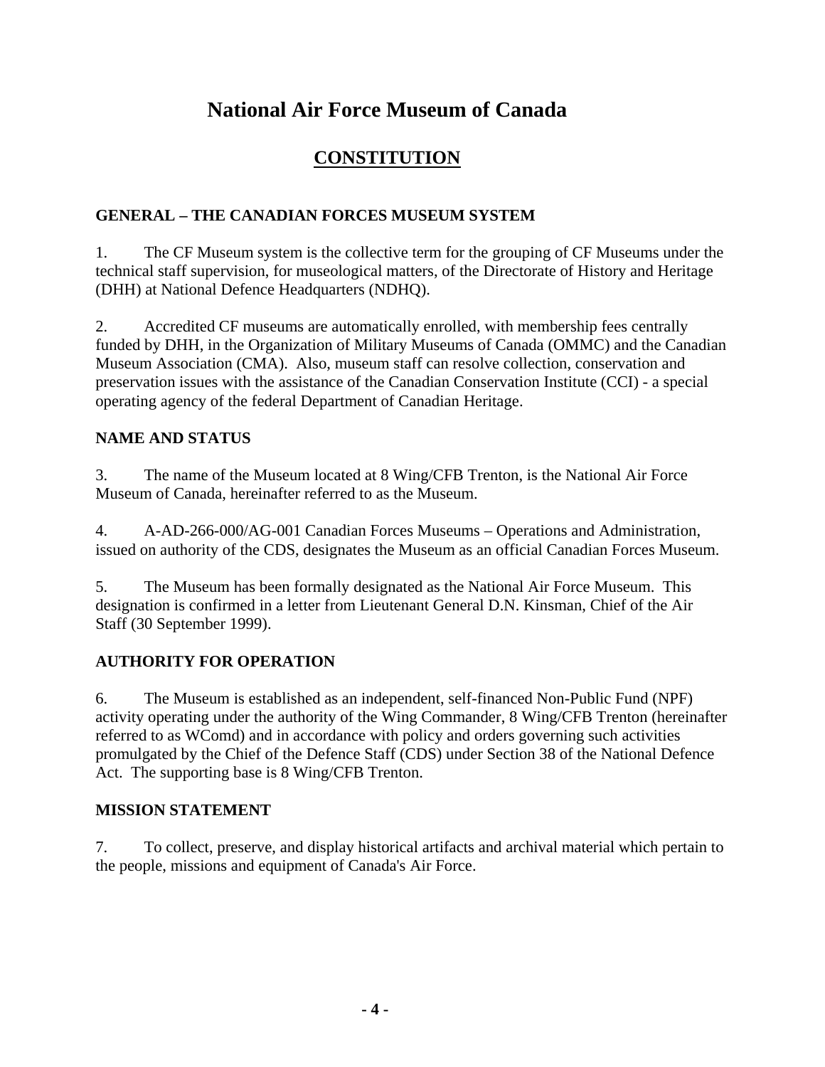# National Air Force Museum of Canada

## CONSTITUTION

### GENERAL – THE CANADIAN FORCES MUSEUM SYSTEM

1. The CF Museum system is the collective term for the grouping of CF Museums under the technical staff supervision, for museological matters, of the Directorate of History and Heritage (DHH) at National Defence Headquarters (NDHQ).

2. Accredited CF museums are automatically enrolled, with membership fees centrally funded by DHH, in the Organization of Military Museums of Canada (OMMC) and the Canadian Museum Association (CMA). Also, museum staff can resolve collection, conservation and preservation issues with the assistance of the Canadian Conservation Institute (CCI) - a special operating agency of the federal Department of Canadian Heritage.

### NAME AND STATUS

3. The name of the Museum located at 8 Wing/CFB Trenton, is the National Air Force Museum of Canada, hereinafter referred to as the Museum.

4. A-AD-266-000/AG-001 Canadian Forces Museums – Operations and Administration, issued on authority of the CDS, designates the Museum as an official Canadian Forces Museum.

5. The Museum has been formally designated as the National Air Force Museum. This designation is confirmed in a letter from Lieutenant General D.N. Kinsman, Chief of the Air Staff (30 September 1999).

### AUTHORITY FOR OPERATION

6. The Museum is established as an independent, self-financed Non-Public Fund (NPF) activity operating under the authority of the Wing Commander, 8 Wing/CFB Trenton (hereinafter referred to as WComd) and in accordance with policy and orders governing such activities promulgated by the Chief of the Defence Staff (CDS) under Section 38 of the National Defence Act. The supporting base is 8 Wing/CFB Trenton.

### MISSION STATEMENT

7. To collect, preserve, and display historical artifacts and archival material which pertain to the people, missions and equipment of Canada's Air Force.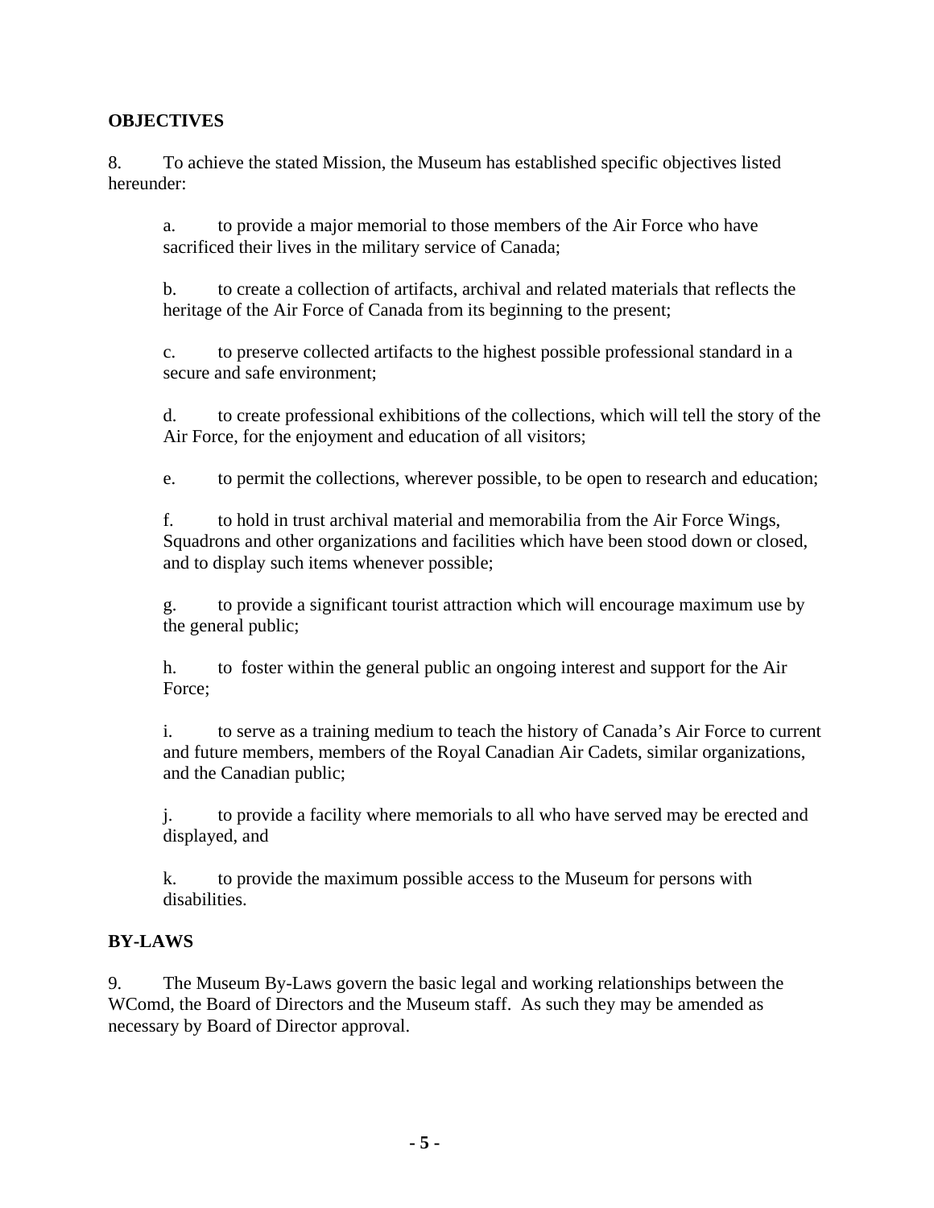## OBJECTIVES

8. To achieve the stated Mission, the Museum has established specific objectives listed hereunder:

a. to provide a major memorial to those members of the Air Force who have sacrificed their lives in the military service of Canada;

b. to create a collection of artifacts, archival and related materials that reflects the heritage of the Air Force of Canada from its beginning to the present;

c. to preserve collected artifacts to the highest possible professional standard in a secure and safe environment;

d. to create professional exhibitions of the collections, which will tell the story of the Air Force, for the enjoyment and education of all visitors;

e. to permit the collections, wherever possible, to be open to research and education;

f. to hold in trust archival material and memorabilia from the Air Force Wings, Squadrons and other organizations and facilities which have been stood down or closed, and to display such items whenever possible;

g. to provide a significant tourist attraction which will encourage maximum use by the general public;

h. to foster within the general public an ongoing interest and support for the Air Force;

i. to serve as a training medium to teach the history of Canada's Air Force to current and future members, members of the Royal Canadian Air Cadets, similar organizations, and the Canadian public;

j. to provide a facility where memorials to all who have served may be erected and displayed, and

k. to provide the maximum possible access to the Museum for persons with disabilities.

## BY-LAWS

9. The Museum By-Laws govern the basic legal and working relationships between the WComd, the Board of Directors and the Museum staff. As such they may be amended as necessary by Board of Director approval.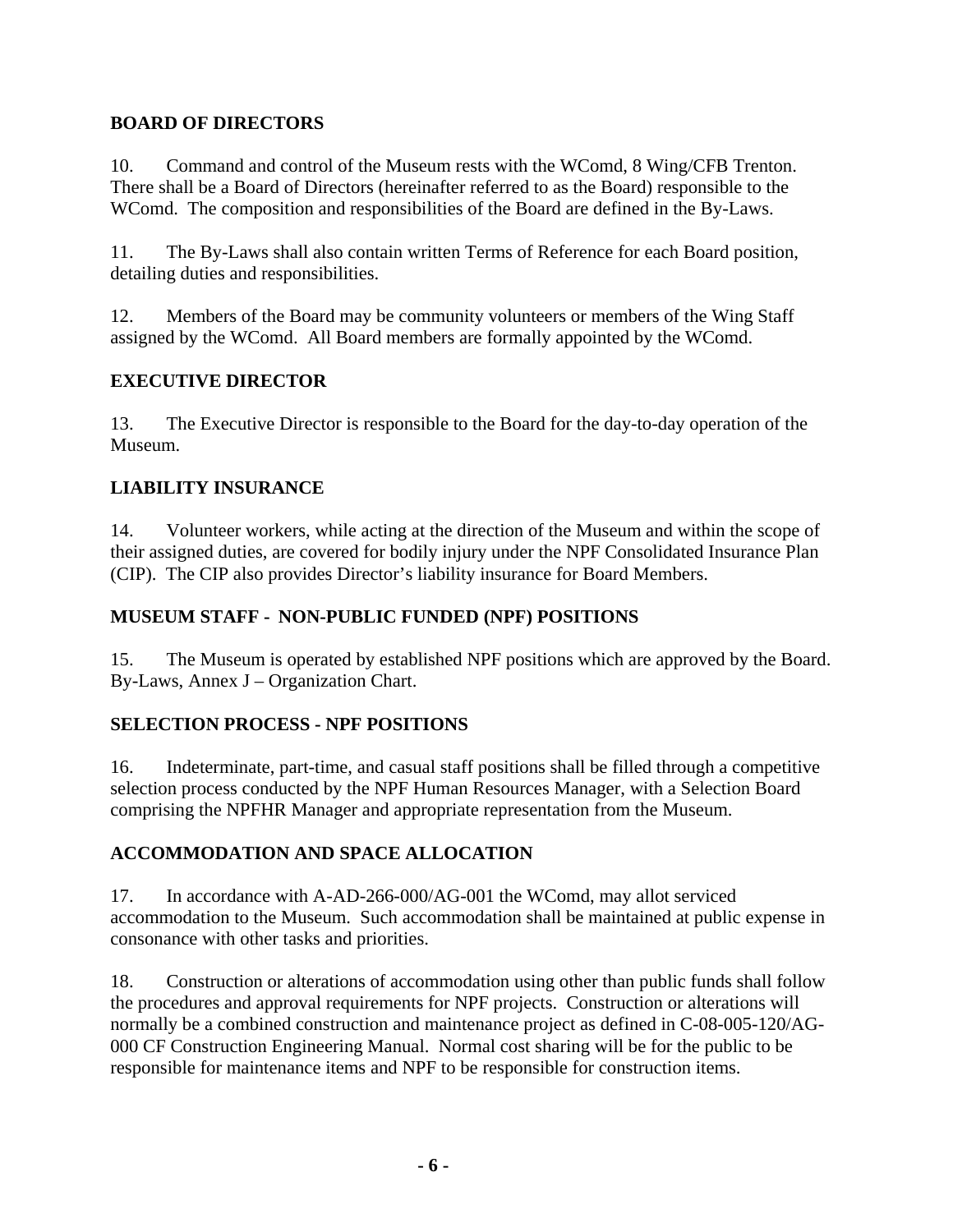## BOARD OF DIRECTORS

10. Command and control of the Museum rests with the WComd, 8 Wing/CFB Trenton. There shall be a Board of Directors (hereinafter referred to as the Board) responsible to the WComd. The composition and responsibilities of the Board are defined in the By-Laws.

11. The By-Laws shall also contain written Terms of Reference for each Board position, detailing duties and responsibilities.

12. Members of the Board may be community volunteers or members of the Wing Staff assigned by the WComd. All Board members are formally appointed by the WComd.

## EXECUTIVE DIRECTOR

13. The Executive Director is responsible to the Board for the day-to-day operation of the Museum.

## LIABILITY INSURANCE

14. Volunteer workers, while acting at the direction of the Museum and within the scope of their assigned duties, are covered for bodily injury under the NPF Consolidated Insurance Plan (CIP). The CIP also provides Director's liability insurance for Board Members.

## MUSEUM STAFF - NON-PUBLIC FUNDED (NPF) POSITIONS

15. The Museum is operated by established NPF positions which are approved by the Board. By-Laws, Annex J – Organization Chart.

## SELECTION PROCESS - NPF POSITIONS

16. Indeterminate, part-time, and casual staff positions shall be filled through a competitive selection process conducted by the NPF Human Resources Manager, with a Selection Board comprising the NPFHR Manager and appropriate representation from the Museum.

## ACCOMMODATION AND SPACE ALLOCATION

17. In accordance with A-AD-266-000/AG-001 the WComd, may allot serviced accommodation to the Museum. Such accommodation shall be maintained at public expense in consonance with other tasks and priorities.

18. Construction or alterations of accommodation using other than public funds shall follow the procedures and approval requirements for NPF projects. Construction or alterations will normally be a combined construction and maintenance project as defined in C-08-005-120/AG-000 CF Construction Engineering Manual. Normal cost sharing will be for the public to be responsible for maintenance items and NPF to be responsible for construction items.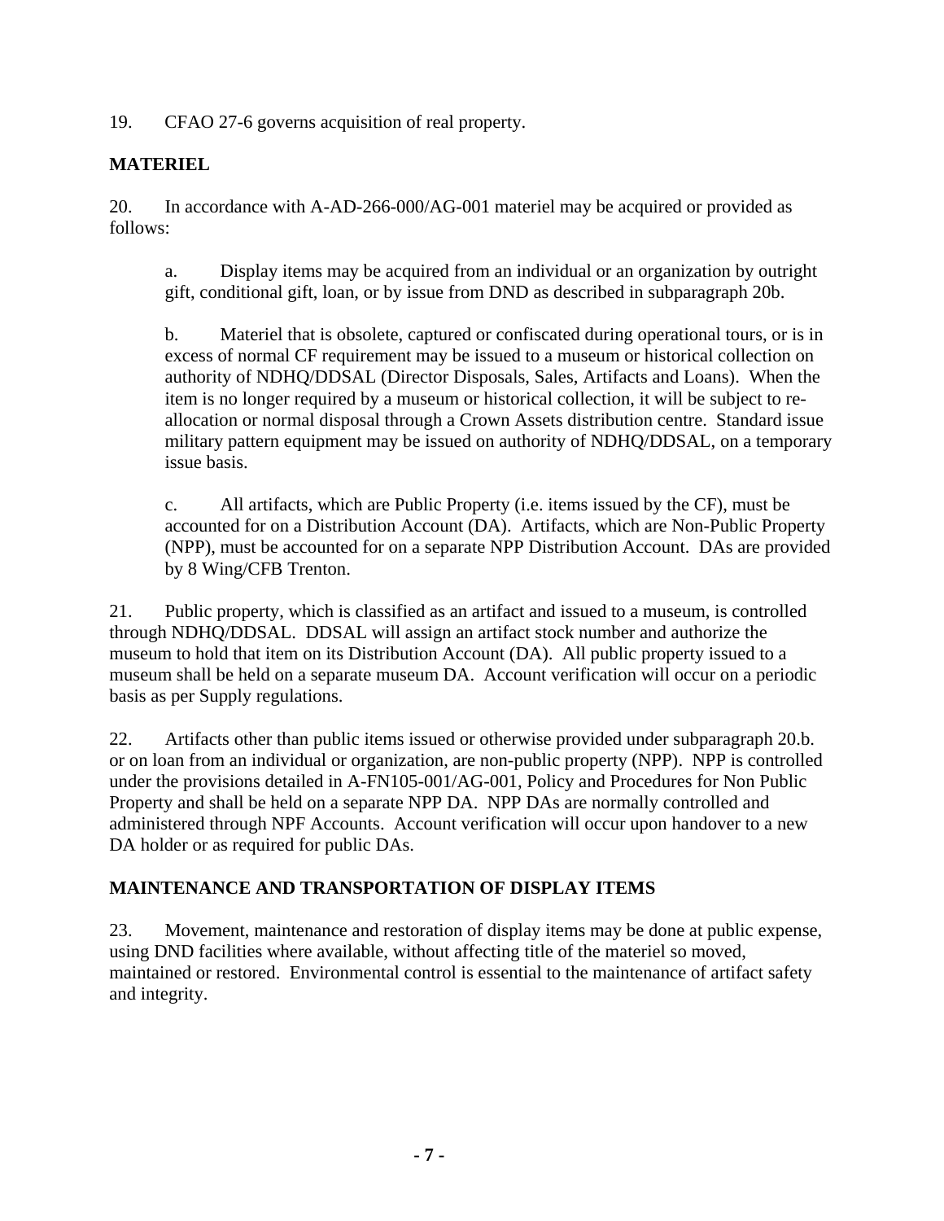19. CFAO 27-6 governs acquisition of real property.

**MATERIEL**

20. In accordance with A-AD-266-000/AG-001 materiel may be acquired or provided as follows:

a. Display items may be acquired from an individual or an organization by outright gift, conditional gift, loan, or by issue from DND as described in subparagraph 20b.

b. Materiel that is obsolete, captured or confiscated during operational tours, or is in excess of normal CF requirement may be issued to a museum or historical collection on authority of NDHQ/DDSAL (Director Disposals, Sales, Artifacts and Loans). When the item is no longer required by a museum or historical collection, it will be subject to re-allocation or normal disposal through a Crown Assets distribution centre. Standard issue military pattern equipment may be issued on authority of NDHQ/DDSAL, on a temporary issue basis.

c. All artifacts, which are Public Property (i.e. items issued by the CF), must be accounted for on a Distribution Account (DA). Artifacts, which are Non-Public Property (NPP), must be accounted for on a separate NPP Distribution Account. DAs are provided by 8 Wing/CFB Trenton.

21. Public property, which is classified as an artifact and issued to a museum, is controlled through NDHQ/DDSAL. DDSAL will assign an artifact stock number and authorize the museum to hold that item on its Distribution Account (DA). All public property issued to a museum shall be held on a separate museum DA. Account verification will occur on a periodic basis as per Supply regulations.

22. Artifacts other than public items issued or otherwise provided under subparagraph 20.b. or on loan from an individual or organization, are non-public property (NPP). NPP is controlled under the provisions detailed in A-FN105-001/AG-001, Policy and Procedures for Non Public Property and shall be held on a separate NPP DA. NPP DAs are normally controlled and administered through NPF Accounts. Account verification will occur upon handover to a new DA holder or as required for public DAs.

**MAINTENANCE AND TRANSPORTATION OF DISPLAY ITEMS**

23. Movement, maintenance and restoration of display items may be done at public expense, using DND facilities where available, without affecting title of the materiel so moved, maintained or restored. Environmental control is essential to the maintenance of artifact safety and integrity.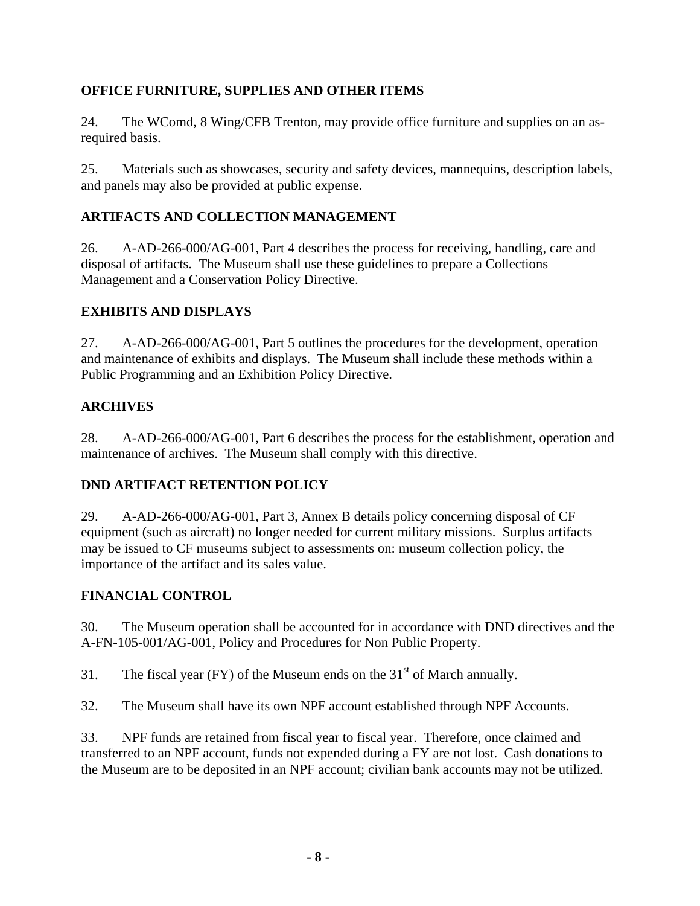## OFFICE FURNITURE, SUPPLIES AND OTHER ITEMS

24. The WComd, 8 Wing/CFB Trenton, may provide office furniture and supplies on an as-required basis.

25. Materials such as showcases, security and safety devices, mannequins, description labels, and panels may also be provided at public expense.

## ARTIFACTS AND COLLECTION MANAGEMENT

26. A-AD-266-000/AG-001, Part 4 describes the process for receiving, handling, care and disposal of artifacts. The Museum shall use these guidelines to prepare a Collections Management and a Conservation Policy Directive.

## EXHIBITS AND DISPLAYS

27. A-AD-266-000/AG-001, Part 5 outlines the procedures for the development, operation and maintenance of exhibits and displays. The Museum shall include these methods within a Public Programming and an Exhibition Policy Directive.

## ARCHIVES

28. A-AD-266-000/AG-001, Part 6 describes the process for the establishment, operation and maintenance of archives. The Museum shall comply with this directive.

## DND ARTIFACT RETENTION POLICY

29. A-AD-266-000/AG-001, Part 3, Annex B details policy concerning disposal of CF equipment (such as aircraft) no longer needed for current military missions. Surplus artifacts may be issued to CF museums subject to assessments on: museum collection policy, the importance of the artifact and its sales value.

## FINANCIAL CONTROL

30. The Museum operation shall be accounted for in accordance with DND directives and the A-FN-105-001/AG-001, Policy and Procedures for Non Public Property.

31. The fiscal year (FY) of the Museum ends on the 31st of March annually.

32. The Museum shall have its own NPF account established through NPF Accounts.

33. NPF funds are retained from fiscal year to fiscal year. Therefore, once claimed and transferred to an NPF account, funds not expended during a FY are not lost. Cash donations to the Museum are to be deposited in an NPF account; civilian bank accounts may not be utilized.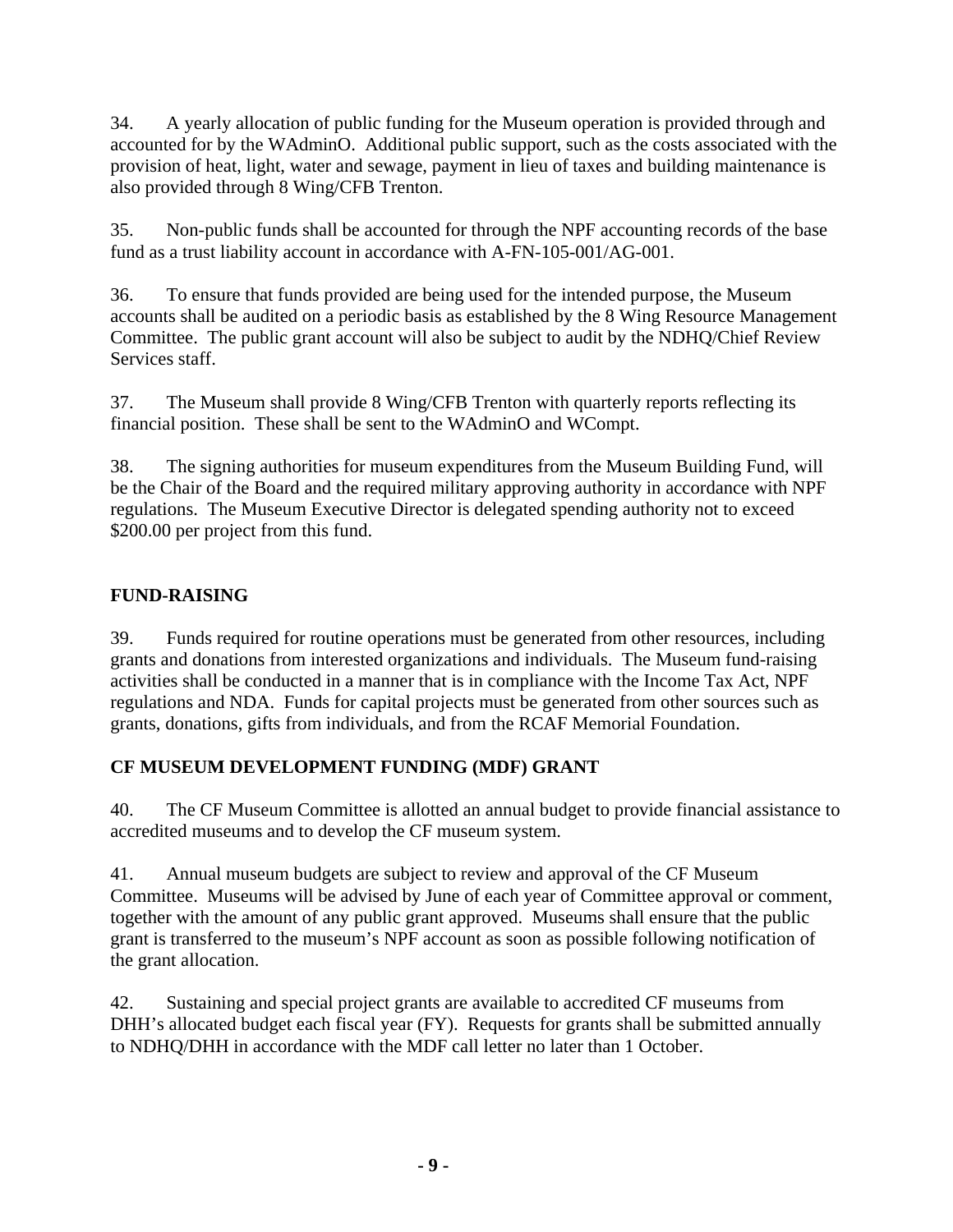34. A yearly allocation of public funding for the Museum operation is provided through and accounted for by the WAdminO. Additional public support, such as the costs associated with the provision of heat, light, water and sewage, payment in lieu of taxes and building maintenance is also provided through 8 Wing/CFB Trenton.

35. Non-public funds shall be accounted for through the NPF accounting records of the base fund as a trust liability account in accordance with A-FN-105-001/AG-001.

36. To ensure that funds provided are being used for the intended purpose, the Museum accounts shall be audited on a periodic basis as established by the 8 Wing Resource Management Committee. The public grant account will also be subject to audit by the NDHQ/Chief Review Services staff.

37. The Museum shall provide 8 Wing/CFB Trenton with quarterly reports reflecting its financial position. These shall be sent to the WAdminO and WCompt.

38. The signing authorities for museum expenditures from the Museum Building Fund, will be the Chair of the Board and the required military approving authority in accordance with NPF regulations. The Museum Executive Director is delegated spending authority not to exceed $200.00 per project from this fund.

## FUND-RAISING

39. Funds required for routine operations must be generated from other resources, including grants and donations from interested organizations and individuals. The Museum fund-raising activities shall be conducted in a manner that is in compliance with the Income Tax Act, NPF regulations and NDA. Funds for capital projects must be generated from other sources such as grants, donations, gifts from individuals, and from the RCAF Memorial Foundation.

## CF MUSEUM DEVELOPMENT FUNDING (MDF) GRANT

40. The CF Museum Committee is allotted an annual budget to provide financial assistance to accredited museums and to develop the CF museum system.

41. Annual museum budgets are subject to review and approval of the CF Museum Committee. Museums will be advised by June of each year of Committee approval or comment, together with the amount of any public grant approved. Museums shall ensure that the public grant is transferred to the museum's NPF account as soon as possible following notification of the grant allocation.

42. Sustaining and special project grants are available to accredited CF museums from DHH's allocated budget each fiscal year (FY). Requests for grants shall be submitted annually to NDHQ/DHH in accordance with the MDF call letter no later than 1 October.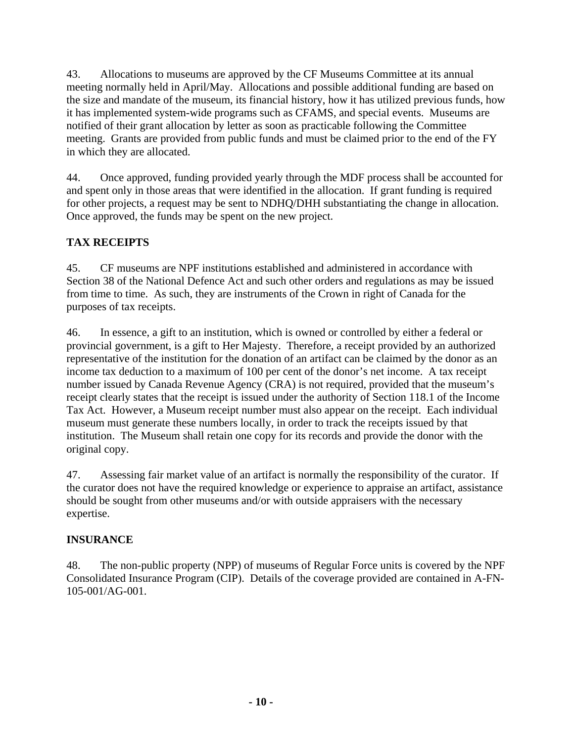43. Allocations to museums are approved by the CF Museums Committee at its annual meeting normally held in April/May. Allocations and possible additional funding are based on the size and mandate of the museum, its financial history, how it has utilized previous funds, how it has implemented system-wide programs such as CFAMS, and special events. Museums are notified of their grant allocation by letter as soon as practicable following the Committee meeting. Grants are provided from public funds and must be claimed prior to the end of the FY in which they are allocated.

44. Once approved, funding provided yearly through the MDF process shall be accounted for and spent only in those areas that were identified in the allocation. If grant funding is required for other projects, a request may be sent to NDHQ/DHH substantiating the change in allocation. Once approved, the funds may be spent on the new project.

**TAX RECEIPTS**

45. CF museums are NPF institutions established and administered in accordance with Section 38 of the National Defence Act and such other orders and regulations as may be issued from time to time. As such, they are instruments of the Crown in right of Canada for the purposes of tax receipts.

46. In essence, a gift to an institution, which is owned or controlled by either a federal or provincial government, is a gift to Her Majesty. Therefore, a receipt provided by an authorized representative of the institution for the donation of an artifact can be claimed by the donor as an income tax deduction to a maximum of 100 per cent of the donor's net income. A tax receipt number issued by Canada Revenue Agency (CRA) is not required, provided that the museum's receipt clearly states that the receipt is issued under the authority of Section 118.1 of the Income Tax Act. However, a Museum receipt number must also appear on the receipt. Each individual museum must generate these numbers locally, in order to track the receipts issued by that institution. The Museum shall retain one copy for its records and provide the donor with the original copy.

47. Assessing fair market value of an artifact is normally the responsibility of the curator. If the curator does not have the required knowledge or experience to appraise an artifact, assistance should be sought from other museums and/or with outside appraisers with the necessary expertise.

**INSURANCE**

48. The non-public property (NPP) of museums of Regular Force units is covered by the NPF Consolidated Insurance Program (CIP). Details of the coverage provided are contained in A-FN-105-001/AG-001.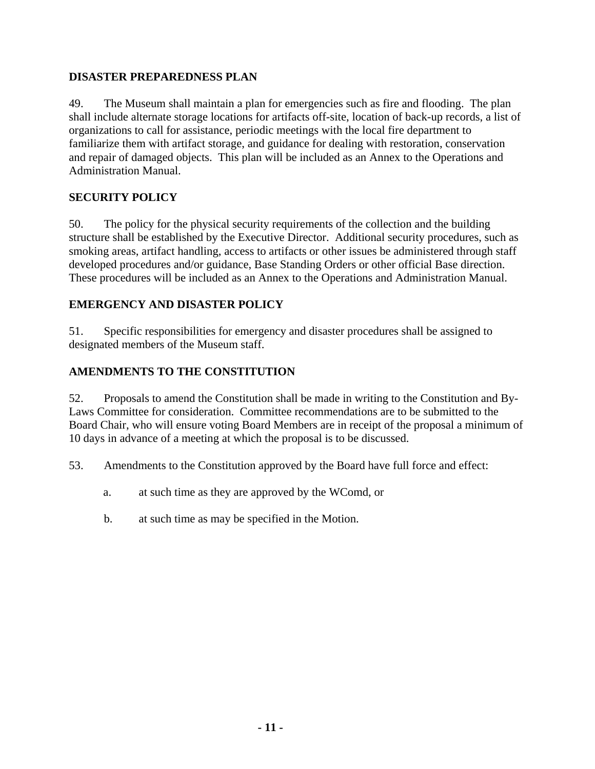## DISASTER PREPAREDNESS PLAN

49. The Museum shall maintain a plan for emergencies such as fire and flooding. The plan shall include alternate storage locations for artifacts off-site, location of back-up records, a list of organizations to call for assistance, periodic meetings with the local fire department to familiarize them with artifact storage, and guidance for dealing with restoration, conservation and repair of damaged objects. This plan will be included as an Annex to the Operations and Administration Manual.

## SECURITY POLICY

50. The policy for the physical security requirements of the collection and the building structure shall be established by the Executive Director. Additional security procedures, such as smoking areas, artifact handling, access to artifacts or other issues be administered through staff developed procedures and/or guidance, Base Standing Orders or other official Base direction. These procedures will be included as an Annex to the Operations and Administration Manual.

## EMERGENCY AND DISASTER POLICY

51. Specific responsibilities for emergency and disaster procedures shall be assigned to designated members of the Museum staff.

## AMENDMENTS TO THE CONSTITUTION

52. Proposals to amend the Constitution shall be made in writing to the Constitution and By-Laws Committee for consideration. Committee recommendations are to be submitted to the Board Chair, who will ensure voting Board Members are in receipt of the proposal a minimum of 10 days in advance of a meeting at which the proposal is to be discussed.

53. Amendments to the Constitution approved by the Board have full force and effect:

a. at such time as they are approved by the WComd, or

b. at such time as may be specified in the Motion.